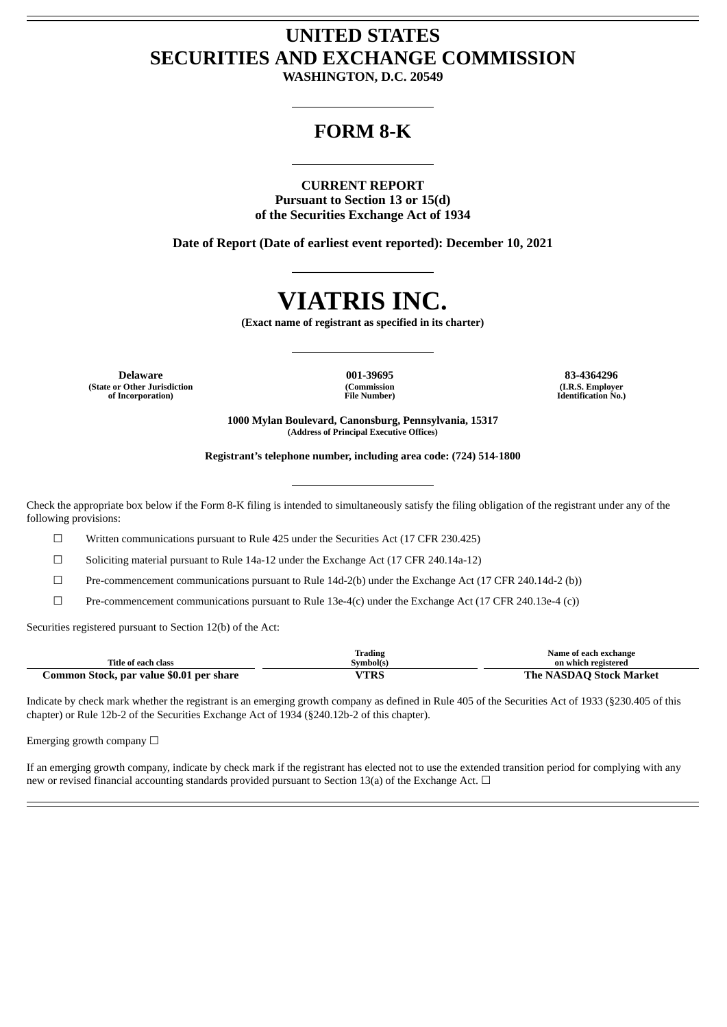# UNITED STATES
# SECURITIES AND EXCHANGE COMMISSION

**WASHINGTON, D.C. 20549**

---

## FORM 8-K

---

**CURRENT REPORT**
**Pursuant to Section 13 or 15(d)**
**of the Securities Exchange Act of 1934**

**Date of Report (Date of earliest event reported): December 10, 2021**

---

# VIATRIS INC.

**(Exact name of registrant as specified in its charter)**

---

| Delaware | 001-39695 | 83-4364296 |
|---|---|---|
| (State or Other Jurisdiction of Incorporation) | (Commission File Number) | (I.R.S. Employer Identification No.) |

**1000 Mylan Boulevard, Canonsburg, Pennsylvania, 15317**
**(Address of Principal Executive Offices)**

**Registrant's telephone number, including area code: (724) 514-1800**

---

Check the appropriate box below if the Form 8-K filing is intended to simultaneously satisfy the filing obligation of the registrant under any of the following provisions:

☐ Written communications pursuant to Rule 425 under the Securities Act (17 CFR 230.425)

☐ Soliciting material pursuant to Rule 14a-12 under the Exchange Act (17 CFR 240.14a-12)

☐ Pre-commencement communications pursuant to Rule 14d-2(b) under the Exchange Act (17 CFR 240.14d-2 (b))

☐ Pre-commencement communications pursuant to Rule 13e-4(c) under the Exchange Act (17 CFR 240.13e-4 (c))

Securities registered pursuant to Section 12(b) of the Act:

| Title of each class | Trading Symbol(s) | Name of each exchange on which registered |
|---|---|---|
| **Common Stock, par value $0.01 per share** | **VTRS** | **The NASDAQ Stock Market** |

Indicate by check mark whether the registrant is an emerging growth company as defined in Rule 405 of the Securities Act of 1933 (§230.405 of this chapter) or Rule 12b-2 of the Securities Exchange Act of 1934 (§240.12b-2 of this chapter).

Emerging growth company ☐

If an emerging growth company, indicate by check mark if the registrant has elected not to use the extended transition period for complying with any new or revised financial accounting standards provided pursuant to Section 13(a) of the Exchange Act. ☐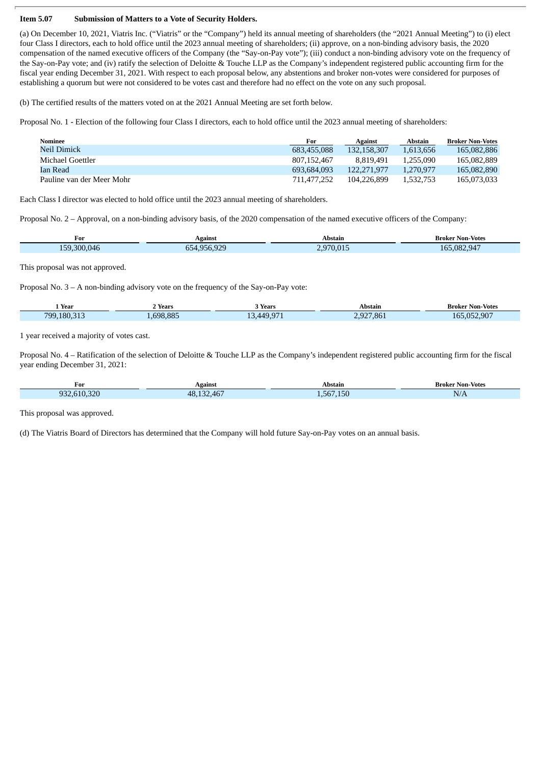**Item 5.07 Submission of Matters to a Vote of Security Holders.**

(a) On December 10, 2021, Viatris Inc. ("Viatris" or the "Company") held its annual meeting of shareholders (the "2021 Annual Meeting") to (i) elect four Class I directors, each to hold office until the 2023 annual meeting of shareholders; (ii) approve, on a non-binding advisory basis, the 2020 compensation of the named executive officers of the Company (the "Say-on-Pay vote"); (iii) conduct a non-binding advisory vote on the frequency of the Say-on-Pay vote; and (iv) ratify the selection of Deloitte & Touche LLP as the Company's independent registered public accounting firm for the fiscal year ending December 31, 2021. With respect to each proposal below, any abstentions and broker non-votes were considered for purposes of establishing a quorum but were not considered to be votes cast and therefore had no effect on the vote on any such proposal.

(b) The certified results of the matters voted on at the 2021 Annual Meeting are set forth below.

Proposal No. 1 - Election of the following four Class I directors, each to hold office until the 2023 annual meeting of shareholders:

| Nominee | For | Against | Abstain | Broker Non-Votes |
|---|---|---|---|---|
| Neil Dimick | 683,455,088 | 132,158,307 | 1,613,656 | 165,082,886 |
| Michael Goettler | 807,152,467 | 8,819,491 | 1,255,090 | 165,082,889 |
| Ian Read | 693,684,093 | 122,271,977 | 1,270,977 | 165,082,890 |
| Pauline van der Meer Mohr | 711,477,252 | 104,226,899 | 1,532,753 | 165,073,033 |

Each Class I director was elected to hold office until the 2023 annual meeting of shareholders.

Proposal No. 2 – Approval, on a non-binding advisory basis, of the 2020 compensation of the named executive officers of the Company:

| For | Against | Abstain | Broker Non-Votes |
|---|---|---|---|
| 159,300,046 | 654,956,929 | 2,970,015 | 165,082,947 |

This proposal was not approved.

Proposal No. 3 – A non-binding advisory vote on the frequency of the Say-on-Pay vote:

| 1 Year | 2 Years | 3 Years | Abstain | Broker Non-Votes |
|---|---|---|---|---|
| 799,180,313 | 1,698,885 | 13,449,971 | 2,927,861 | 165,052,907 |

1 year received a majority of votes cast.

Proposal No. 4 – Ratification of the selection of Deloitte & Touche LLP as the Company's independent registered public accounting firm for the fiscal year ending December 31, 2021:

| For | Against | Abstain | Broker Non-Votes |
|---|---|---|---|
| 932,610,320 | 48,132,467 | 1,567,150 | N/A |

This proposal was approved.

(d) The Viatris Board of Directors has determined that the Company will hold future Say-on-Pay votes on an annual basis.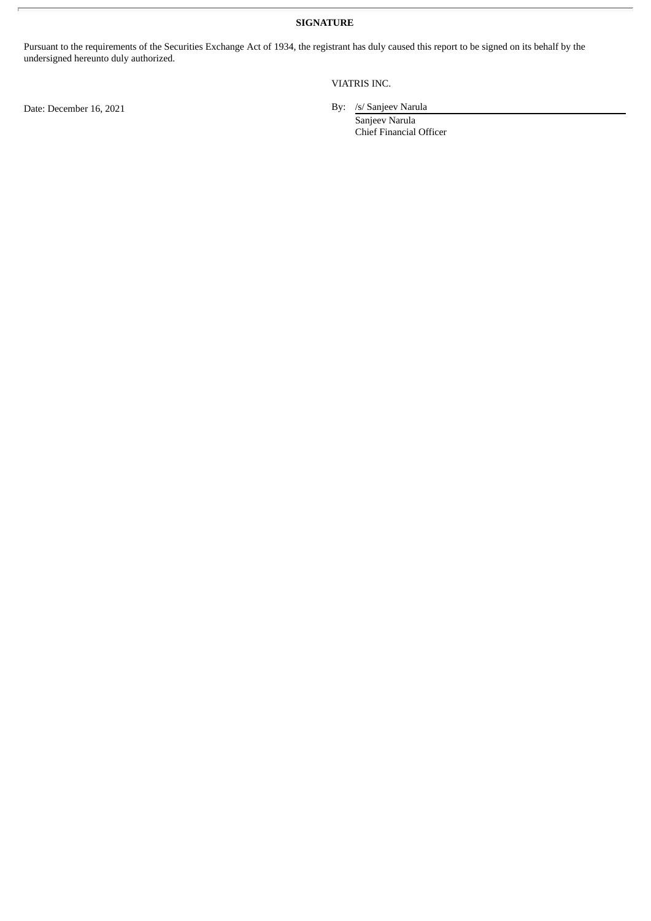**SIGNATURE**

Pursuant to the requirements of the Securities Exchange Act of 1934, the registrant has duly caused this report to be signed on its behalf by the undersigned hereunto duly authorized.

VIATRIS INC.

Date: December 16, 2021

By: /s/ Sanjeev Narula
Sanjeev Narula
Chief Financial Officer